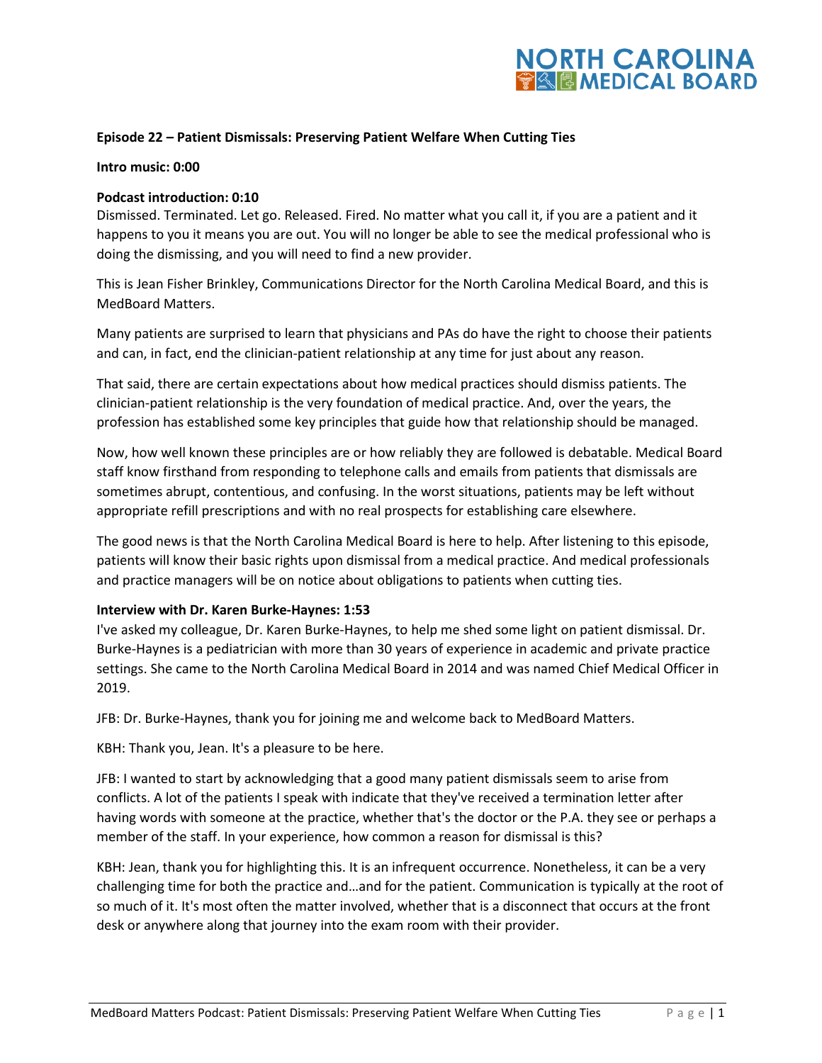**Episode 22 – Patient Dismissals: Preserving Patient Welfare When Cutting Ties**

**Intro music: 0:00**

**Podcast introduction: 0:10**

Dismissed. Terminated. Let go. Released. Fired. No matter what you call it, if you are a patient and it happens to you it means you are out. You will no longer be able to see the medical professional who is doing the dismissing, and you will need to find a new provider.

This is Jean Fisher Brinkley, Communications Director for the North Carolina Medical Board, and this is MedBoard Matters.

Many patients are surprised to learn that physicians and PAs do have the right to choose their patients and can, in fact, end the clinician-patient relationship at any time for just about any reason.

That said, there are certain expectations about how medical practices should dismiss patients. The clinician-patient relationship is the very foundation of medical practice. And, over the years, the profession has established some key principles that guide how that relationship should be managed.

Now, how well known these principles are or how reliably they are followed is debatable. Medical Board staff know firsthand from responding to telephone calls and emails from patients that dismissals are sometimes abrupt, contentious, and confusing. In the worst situations, patients may be left without appropriate refill prescriptions and with no real prospects for establishing care elsewhere.

The good news is that the North Carolina Medical Board is here to help. After listening to this episode, patients will know their basic rights upon dismissal from a medical practice. And medical professionals and practice managers will be on notice about obligations to patients when cutting ties.

**Interview with Dr. Karen Burke-Haynes: 1:53**

I've asked my colleague, Dr. Karen Burke-Haynes, to help me shed some light on patient dismissal. Dr. Burke-Haynes is a pediatrician with more than 30 years of experience in academic and private practice settings. She came to the North Carolina Medical Board in 2014 and was named Chief Medical Officer in 2019.

JFB: Dr. Burke-Haynes, thank you for joining me and welcome back to MedBoard Matters.

KBH: Thank you, Jean. It's a pleasure to be here.

JFB: I wanted to start by acknowledging that a good many patient dismissals seem to arise from conflicts. A lot of the patients I speak with indicate that they've received a termination letter after having words with someone at the practice, whether that's the doctor or the P.A. they see or perhaps a member of the staff. In your experience, how common a reason for dismissal is this?

KBH: Jean, thank you for highlighting this. It is an infrequent occurrence. Nonetheless, it can be a very challenging time for both the practice and…and for the patient. Communication is typically at the root of so much of it. It's most often the matter involved, whether that is a disconnect that occurs at the front desk or anywhere along that journey into the exam room with their provider.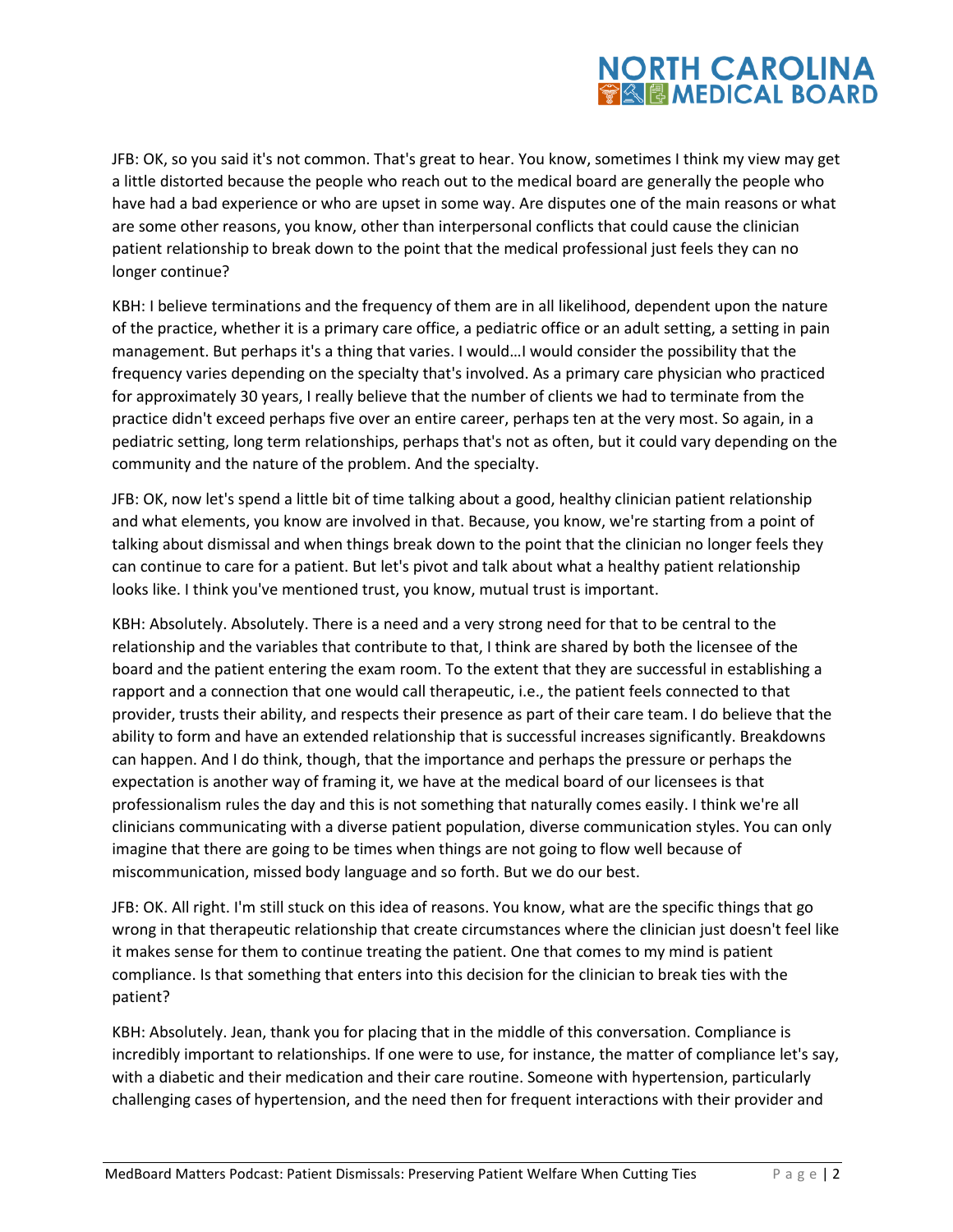JFB: OK, so you said it's not common. That's great to hear. You know, sometimes I think my view may get a little distorted because the people who reach out to the medical board are generally the people who have had a bad experience or who are upset in some way. Are disputes one of the main reasons or what are some other reasons, you know, other than interpersonal conflicts that could cause the clinician patient relationship to break down to the point that the medical professional just feels they can no longer continue?

KBH: I believe terminations and the frequency of them are in all likelihood, dependent upon the nature of the practice, whether it is a primary care office, a pediatric office or an adult setting, a setting in pain management. But perhaps it's a thing that varies. I would…I would consider the possibility that the frequency varies depending on the specialty that's involved. As a primary care physician who practiced for approximately 30 years, I really believe that the number of clients we had to terminate from the practice didn't exceed perhaps five over an entire career, perhaps ten at the very most. So again, in a pediatric setting, long term relationships, perhaps that's not as often, but it could vary depending on the community and the nature of the problem. And the specialty.

JFB: OK, now let's spend a little bit of time talking about a good, healthy clinician patient relationship and what elements, you know are involved in that. Because, you know, we're starting from a point of talking about dismissal and when things break down to the point that the clinician no longer feels they can continue to care for a patient. But let's pivot and talk about what a healthy patient relationship looks like. I think you've mentioned trust, you know, mutual trust is important.

KBH: Absolutely. Absolutely. There is a need and a very strong need for that to be central to the relationship and the variables that contribute to that, I think are shared by both the licensee of the board and the patient entering the exam room. To the extent that they are successful in establishing a rapport and a connection that one would call therapeutic, i.e., the patient feels connected to that provider, trusts their ability, and respects their presence as part of their care team. I do believe that the ability to form and have an extended relationship that is successful increases significantly. Breakdowns can happen. And I do think, though, that the importance and perhaps the pressure or perhaps the expectation is another way of framing it, we have at the medical board of our licensees is that professionalism rules the day and this is not something that naturally comes easily. I think we're all clinicians communicating with a diverse patient population, diverse communication styles. You can only imagine that there are going to be times when things are not going to flow well because of miscommunication, missed body language and so forth. But we do our best.

JFB: OK. All right. I'm still stuck on this idea of reasons. You know, what are the specific things that go wrong in that therapeutic relationship that create circumstances where the clinician just doesn't feel like it makes sense for them to continue treating the patient. One that comes to my mind is patient compliance. Is that something that enters into this decision for the clinician to break ties with the patient?

KBH: Absolutely. Jean, thank you for placing that in the middle of this conversation. Compliance is incredibly important to relationships. If one were to use, for instance, the matter of compliance let's say, with a diabetic and their medication and their care routine. Someone with hypertension, particularly challenging cases of hypertension, and the need then for frequent interactions with their provider and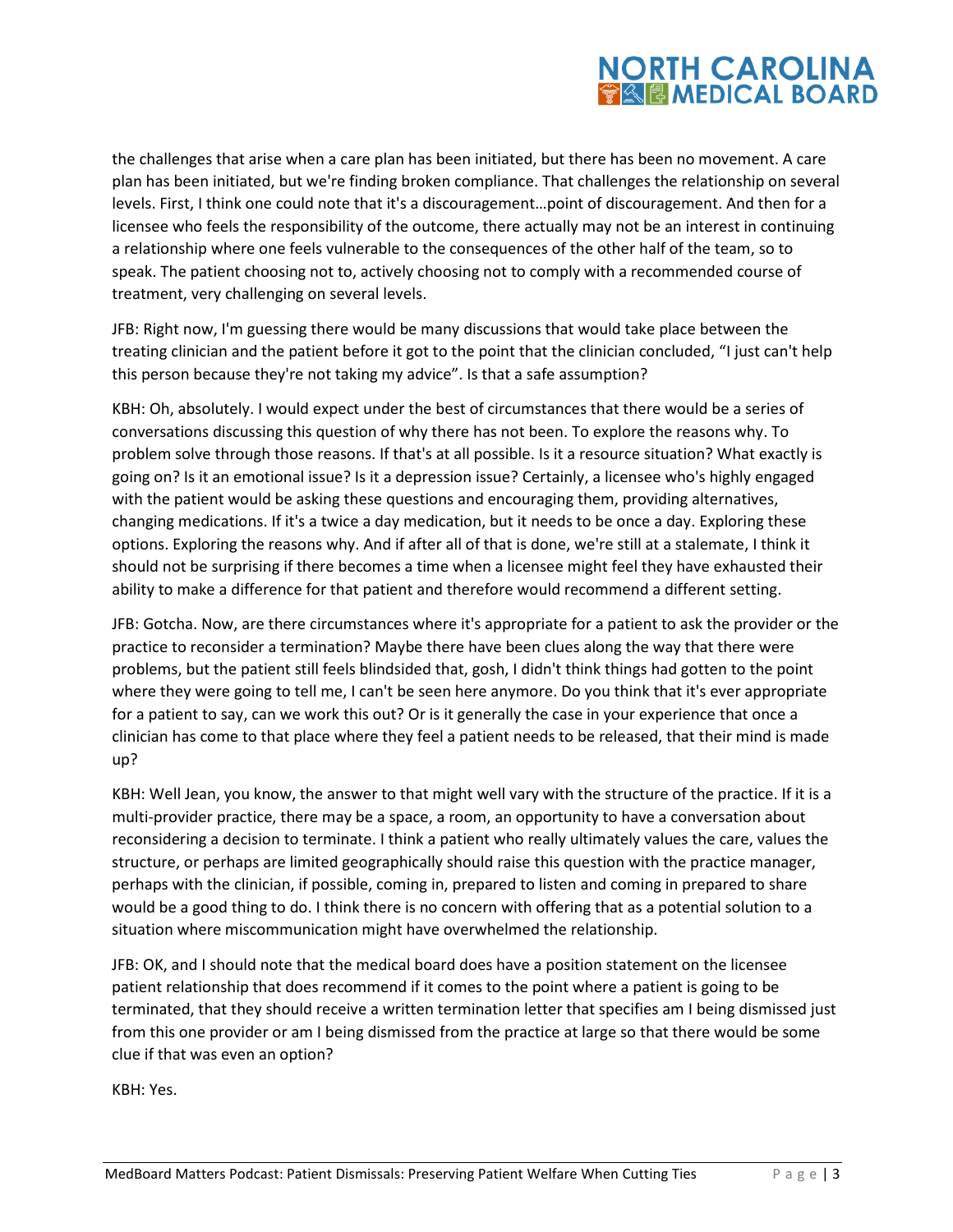the challenges that arise when a care plan has been initiated, but there has been no movement. A care plan has been initiated, but we're finding broken compliance. That challenges the relationship on several levels. First, I think one could note that it's a discouragement…point of discouragement. And then for a licensee who feels the responsibility of the outcome, there actually may not be an interest in continuing a relationship where one feels vulnerable to the consequences of the other half of the team, so to speak. The patient choosing not to, actively choosing not to comply with a recommended course of treatment, very challenging on several levels.

JFB: Right now, I'm guessing there would be many discussions that would take place between the treating clinician and the patient before it got to the point that the clinician concluded, "I just can't help this person because they're not taking my advice". Is that a safe assumption?

KBH: Oh, absolutely. I would expect under the best of circumstances that there would be a series of conversations discussing this question of why there has not been. To explore the reasons why. To problem solve through those reasons. If that's at all possible. Is it a resource situation? What exactly is going on? Is it an emotional issue? Is it a depression issue? Certainly, a licensee who's highly engaged with the patient would be asking these questions and encouraging them, providing alternatives, changing medications. If it's a twice a day medication, but it needs to be once a day. Exploring these options. Exploring the reasons why. And if after all of that is done, we're still at a stalemate, I think it should not be surprising if there becomes a time when a licensee might feel they have exhausted their ability to make a difference for that patient and therefore would recommend a different setting.

JFB: Gotcha. Now, are there circumstances where it's appropriate for a patient to ask the provider or the practice to reconsider a termination? Maybe there have been clues along the way that there were problems, but the patient still feels blindsided that, gosh, I didn't think things had gotten to the point where they were going to tell me, I can't be seen here anymore. Do you think that it's ever appropriate for a patient to say, can we work this out? Or is it generally the case in your experience that once a clinician has come to that place where they feel a patient needs to be released, that their mind is made up?

KBH: Well Jean, you know, the answer to that might well vary with the structure of the practice. If it is a multi-provider practice, there may be a space, a room, an opportunity to have a conversation about reconsidering a decision to terminate. I think a patient who really ultimately values the care, values the structure, or perhaps are limited geographically should raise this question with the practice manager, perhaps with the clinician, if possible, coming in, prepared to listen and coming in prepared to share would be a good thing to do. I think there is no concern with offering that as a potential solution to a situation where miscommunication might have overwhelmed the relationship.

JFB: OK, and I should note that the medical board does have a position statement on the licensee patient relationship that does recommend if it comes to the point where a patient is going to be terminated, that they should receive a written termination letter that specifies am I being dismissed just from this one provider or am I being dismissed from the practice at large so that there would be some clue if that was even an option?

KBH: Yes.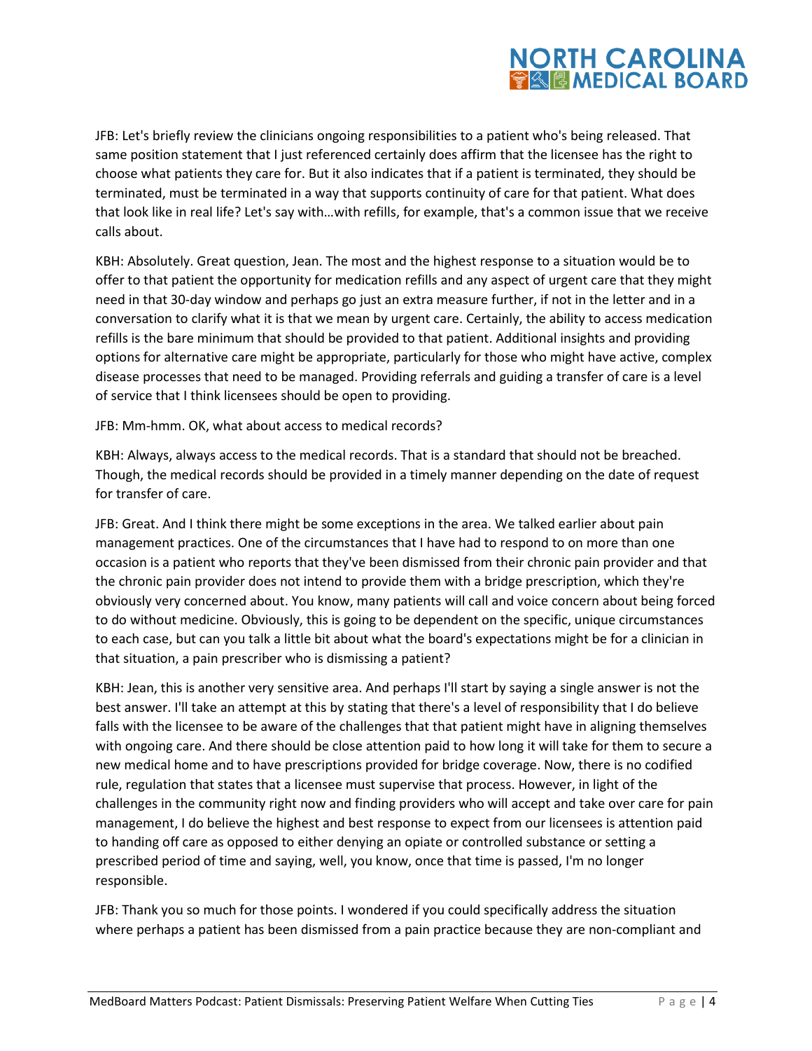JFB: Let's briefly review the clinicians ongoing responsibilities to a patient who's being released. That same position statement that I just referenced certainly does affirm that the licensee has the right to choose what patients they care for. But it also indicates that if a patient is terminated, they should be terminated, must be terminated in a way that supports continuity of care for that patient. What does that look like in real life? Let's say with…with refills, for example, that's a common issue that we receive calls about.

KBH: Absolutely. Great question, Jean. The most and the highest response to a situation would be to offer to that patient the opportunity for medication refills and any aspect of urgent care that they might need in that 30-day window and perhaps go just an extra measure further, if not in the letter and in a conversation to clarify what it is that we mean by urgent care. Certainly, the ability to access medication refills is the bare minimum that should be provided to that patient. Additional insights and providing options for alternative care might be appropriate, particularly for those who might have active, complex disease processes that need to be managed. Providing referrals and guiding a transfer of care is a level of service that I think licensees should be open to providing.

JFB: Mm-hmm. OK, what about access to medical records?

KBH: Always, always access to the medical records. That is a standard that should not be breached. Though, the medical records should be provided in a timely manner depending on the date of request for transfer of care.

JFB: Great. And I think there might be some exceptions in the area. We talked earlier about pain management practices. One of the circumstances that I have had to respond to on more than one occasion is a patient who reports that they've been dismissed from their chronic pain provider and that the chronic pain provider does not intend to provide them with a bridge prescription, which they're obviously very concerned about. You know, many patients will call and voice concern about being forced to do without medicine. Obviously, this is going to be dependent on the specific, unique circumstances to each case, but can you talk a little bit about what the board's expectations might be for a clinician in that situation, a pain prescriber who is dismissing a patient?

KBH: Jean, this is another very sensitive area. And perhaps I'll start by saying a single answer is not the best answer. I'll take an attempt at this by stating that there's a level of responsibility that I do believe falls with the licensee to be aware of the challenges that that patient might have in aligning themselves with ongoing care. And there should be close attention paid to how long it will take for them to secure a new medical home and to have prescriptions provided for bridge coverage. Now, there is no codified rule, regulation that states that a licensee must supervise that process. However, in light of the challenges in the community right now and finding providers who will accept and take over care for pain management, I do believe the highest and best response to expect from our licensees is attention paid to handing off care as opposed to either denying an opiate or controlled substance or setting a prescribed period of time and saying, well, you know, once that time is passed, I'm no longer responsible.

JFB: Thank you so much for those points. I wondered if you could specifically address the situation where perhaps a patient has been dismissed from a pain practice because they are non-compliant and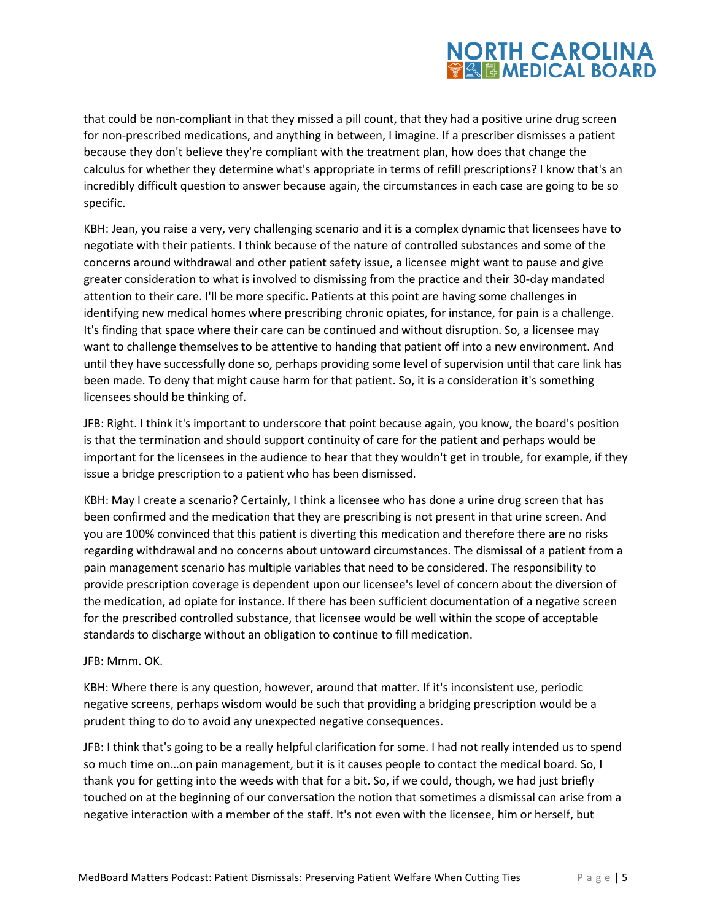that could be non-compliant in that they missed a pill count, that they had a positive urine drug screen for non-prescribed medications, and anything in between, I imagine. If a prescriber dismisses a patient because they don't believe they're compliant with the treatment plan, how does that change the calculus for whether they determine what's appropriate in terms of refill prescriptions? I know that's an incredibly difficult question to answer because again, the circumstances in each case are going to be so specific.

KBH: Jean, you raise a very, very challenging scenario and it is a complex dynamic that licensees have to negotiate with their patients. I think because of the nature of controlled substances and some of the concerns around withdrawal and other patient safety issue, a licensee might want to pause and give greater consideration to what is involved to dismissing from the practice and their 30-day mandated attention to their care. I'll be more specific. Patients at this point are having some challenges in identifying new medical homes where prescribing chronic opiates, for instance, for pain is a challenge. It's finding that space where their care can be continued and without disruption. So, a licensee may want to challenge themselves to be attentive to handing that patient off into a new environment. And until they have successfully done so, perhaps providing some level of supervision until that care link has been made. To deny that might cause harm for that patient. So, it is a consideration it's something licensees should be thinking of.

JFB: Right. I think it's important to underscore that point because again, you know, the board's position is that the termination and should support continuity of care for the patient and perhaps would be important for the licensees in the audience to hear that they wouldn't get in trouble, for example, if they issue a bridge prescription to a patient who has been dismissed.

KBH: May I create a scenario? Certainly, I think a licensee who has done a urine drug screen that has been confirmed and the medication that they are prescribing is not present in that urine screen. And you are 100% convinced that this patient is diverting this medication and therefore there are no risks regarding withdrawal and no concerns about untoward circumstances. The dismissal of a patient from a pain management scenario has multiple variables that need to be considered. The responsibility to provide prescription coverage is dependent upon our licensee's level of concern about the diversion of the medication, ad opiate for instance. If there has been sufficient documentation of a negative screen for the prescribed controlled substance, that licensee would be well within the scope of acceptable standards to discharge without an obligation to continue to fill medication.

JFB: Mmm. OK.

KBH: Where there is any question, however, around that matter. If it's inconsistent use, periodic negative screens, perhaps wisdom would be such that providing a bridging prescription would be a prudent thing to do to avoid any unexpected negative consequences.

JFB: I think that's going to be a really helpful clarification for some. I had not really intended us to spend so much time on…on pain management, but it is it causes people to contact the medical board. So, I thank you for getting into the weeds with that for a bit. So, if we could, though, we had just briefly touched on at the beginning of our conversation the notion that sometimes a dismissal can arise from a negative interaction with a member of the staff. It's not even with the licensee, him or herself, but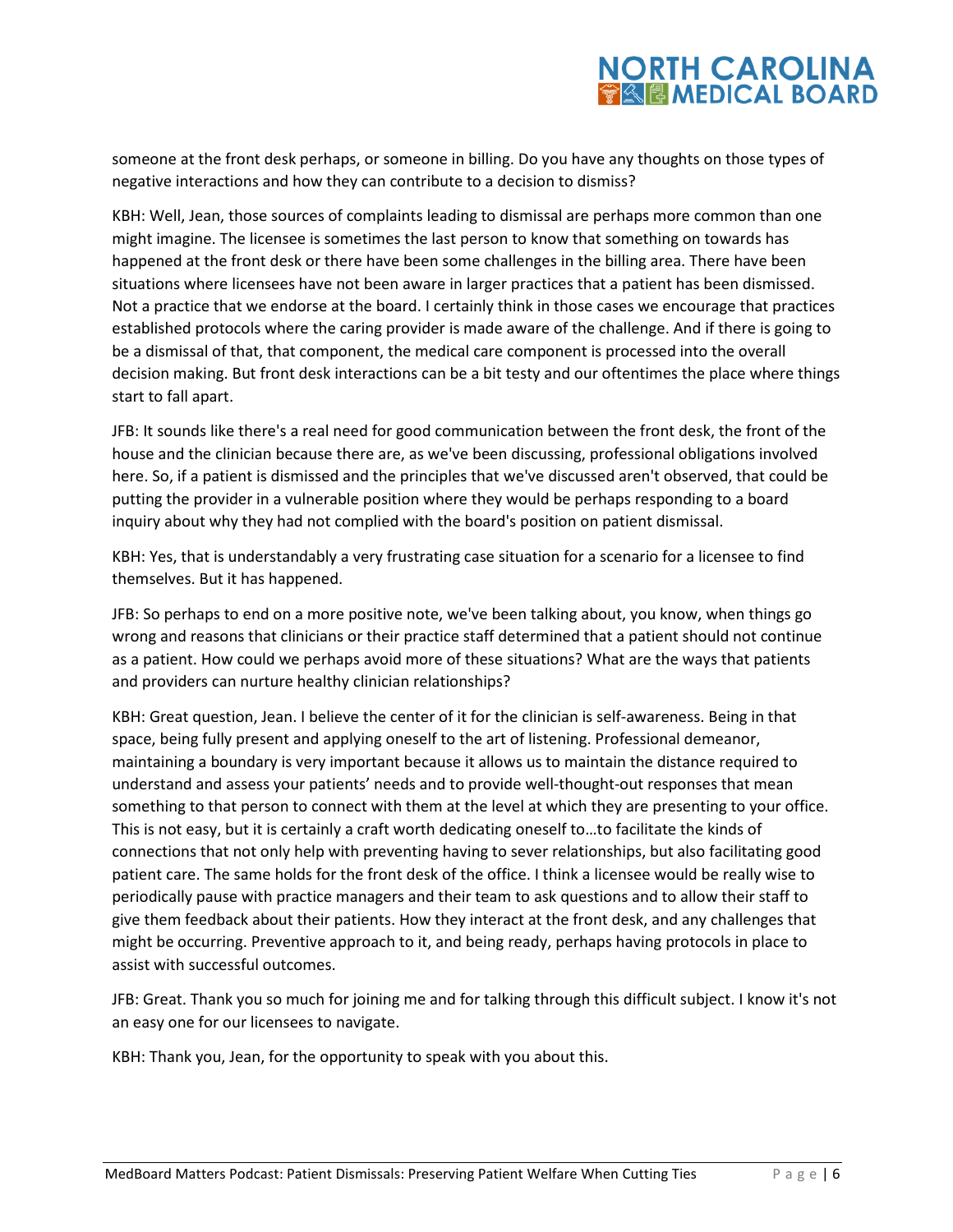someone at the front desk perhaps, or someone in billing. Do you have any thoughts on those types of negative interactions and how they can contribute to a decision to dismiss?

KBH: Well, Jean, those sources of complaints leading to dismissal are perhaps more common than one might imagine. The licensee is sometimes the last person to know that something on towards has happened at the front desk or there have been some challenges in the billing area. There have been situations where licensees have not been aware in larger practices that a patient has been dismissed. Not a practice that we endorse at the board. I certainly think in those cases we encourage that practices established protocols where the caring provider is made aware of the challenge. And if there is going to be a dismissal of that, that component, the medical care component is processed into the overall decision making. But front desk interactions can be a bit testy and our oftentimes the place where things start to fall apart.

JFB: It sounds like there's a real need for good communication between the front desk, the front of the house and the clinician because there are, as we've been discussing, professional obligations involved here. So, if a patient is dismissed and the principles that we've discussed aren't observed, that could be putting the provider in a vulnerable position where they would be perhaps responding to a board inquiry about why they had not complied with the board's position on patient dismissal.

KBH: Yes, that is understandably a very frustrating case situation for a scenario for a licensee to find themselves. But it has happened.

JFB: So perhaps to end on a more positive note, we've been talking about, you know, when things go wrong and reasons that clinicians or their practice staff determined that a patient should not continue as a patient. How could we perhaps avoid more of these situations? What are the ways that patients and providers can nurture healthy clinician relationships?

KBH: Great question, Jean. I believe the center of it for the clinician is self-awareness. Being in that space, being fully present and applying oneself to the art of listening. Professional demeanor, maintaining a boundary is very important because it allows us to maintain the distance required to understand and assess your patients' needs and to provide well-thought-out responses that mean something to that person to connect with them at the level at which they are presenting to your office. This is not easy, but it is certainly a craft worth dedicating oneself to…to facilitate the kinds of connections that not only help with preventing having to sever relationships, but also facilitating good patient care. The same holds for the front desk of the office. I think a licensee would be really wise to periodically pause with practice managers and their team to ask questions and to allow their staff to give them feedback about their patients. How they interact at the front desk, and any challenges that might be occurring. Preventive approach to it, and being ready, perhaps having protocols in place to assist with successful outcomes.

JFB: Great. Thank you so much for joining me and for talking through this difficult subject. I know it's not an easy one for our licensees to navigate.

KBH: Thank you, Jean, for the opportunity to speak with you about this.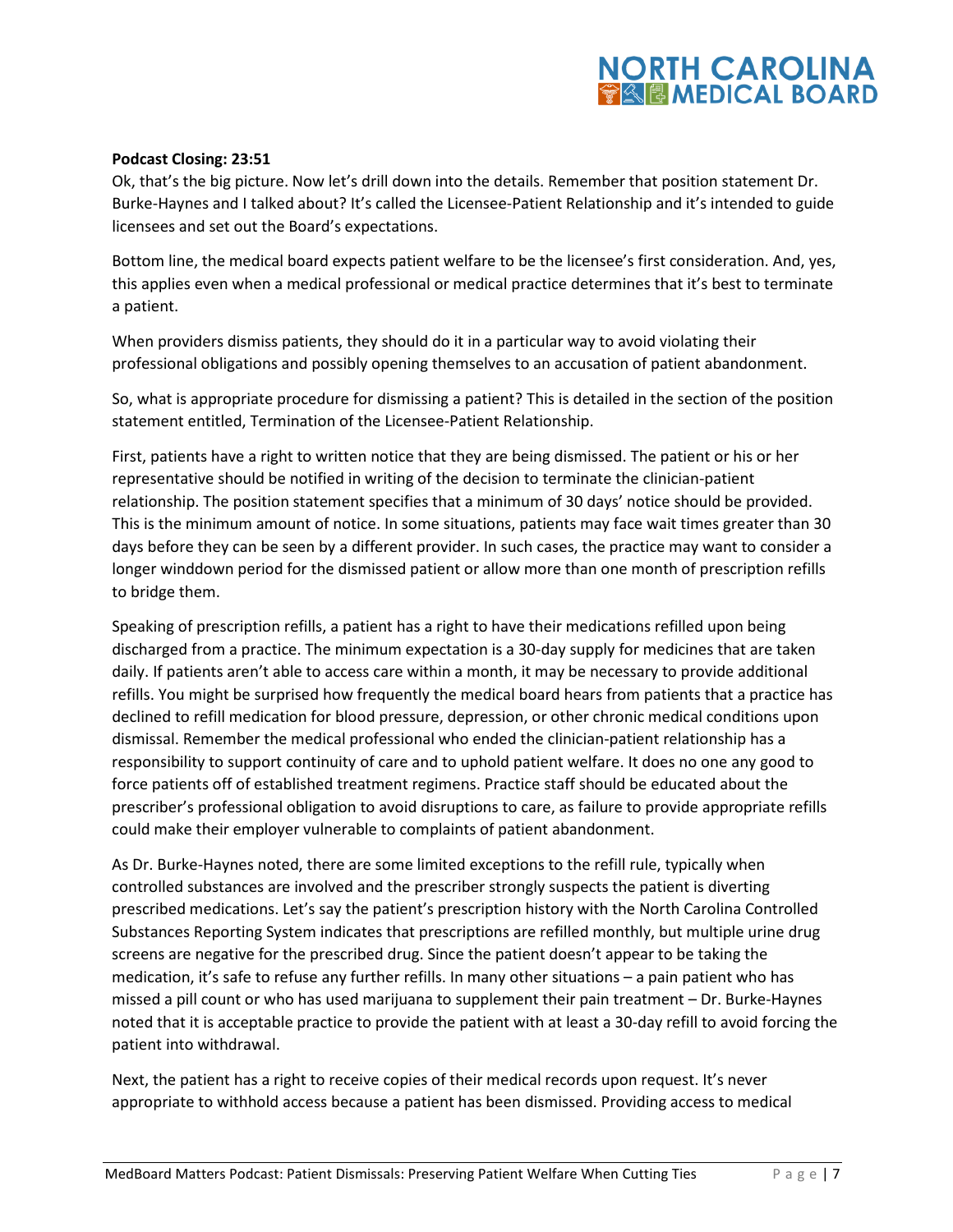**Podcast Closing: 23:51**

Ok, that's the big picture. Now let's drill down into the details. Remember that position statement Dr. Burke-Haynes and I talked about? It's called the Licensee-Patient Relationship and it's intended to guide licensees and set out the Board's expectations.

Bottom line, the medical board expects patient welfare to be the licensee's first consideration. And, yes, this applies even when a medical professional or medical practice determines that it's best to terminate a patient.

When providers dismiss patients, they should do it in a particular way to avoid violating their professional obligations and possibly opening themselves to an accusation of patient abandonment.

So, what is appropriate procedure for dismissing a patient? This is detailed in the section of the position statement entitled, Termination of the Licensee-Patient Relationship.

First, patients have a right to written notice that they are being dismissed. The patient or his or her representative should be notified in writing of the decision to terminate the clinician-patient relationship. The position statement specifies that a minimum of 30 days' notice should be provided. This is the minimum amount of notice. In some situations, patients may face wait times greater than 30 days before they can be seen by a different provider. In such cases, the practice may want to consider a longer winddown period for the dismissed patient or allow more than one month of prescription refills to bridge them.

Speaking of prescription refills, a patient has a right to have their medications refilled upon being discharged from a practice. The minimum expectation is a 30-day supply for medicines that are taken daily. If patients aren't able to access care within a month, it may be necessary to provide additional refills. You might be surprised how frequently the medical board hears from patients that a practice has declined to refill medication for blood pressure, depression, or other chronic medical conditions upon dismissal. Remember the medical professional who ended the clinician-patient relationship has a responsibility to support continuity of care and to uphold patient welfare. It does no one any good to force patients off of established treatment regimens. Practice staff should be educated about the prescriber's professional obligation to avoid disruptions to care, as failure to provide appropriate refills could make their employer vulnerable to complaints of patient abandonment.

As Dr. Burke-Haynes noted, there are some limited exceptions to the refill rule, typically when controlled substances are involved and the prescriber strongly suspects the patient is diverting prescribed medications. Let's say the patient's prescription history with the North Carolina Controlled Substances Reporting System indicates that prescriptions are refilled monthly, but multiple urine drug screens are negative for the prescribed drug. Since the patient doesn't appear to be taking the medication, it's safe to refuse any further refills. In many other situations – a pain patient who has missed a pill count or who has used marijuana to supplement their pain treatment – Dr. Burke-Haynes noted that it is acceptable practice to provide the patient with at least a 30-day refill to avoid forcing the patient into withdrawal.

Next, the patient has a right to receive copies of their medical records upon request. It's never appropriate to withhold access because a patient has been dismissed. Providing access to medical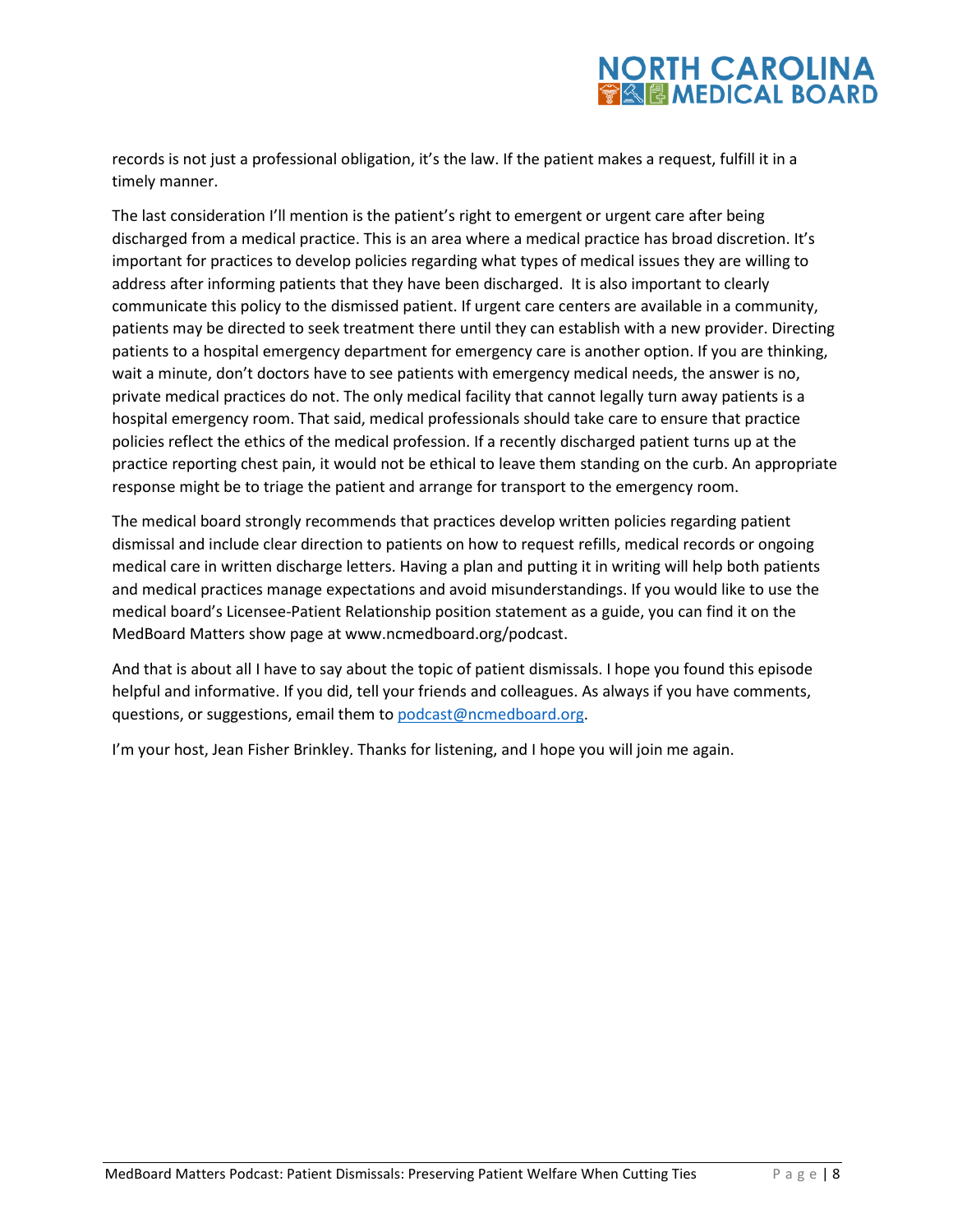records is not just a professional obligation, it's the law. If the patient makes a request, fulfill it in a timely manner.

The last consideration I'll mention is the patient's right to emergent or urgent care after being discharged from a medical practice. This is an area where a medical practice has broad discretion. It's important for practices to develop policies regarding what types of medical issues they are willing to address after informing patients that they have been discharged. It is also important to clearly communicate this policy to the dismissed patient. If urgent care centers are available in a community, patients may be directed to seek treatment there until they can establish with a new provider. Directing patients to a hospital emergency department for emergency care is another option. If you are thinking, wait a minute, don't doctors have to see patients with emergency medical needs, the answer is no, private medical practices do not. The only medical facility that cannot legally turn away patients is a hospital emergency room. That said, medical professionals should take care to ensure that practice policies reflect the ethics of the medical profession. If a recently discharged patient turns up at the practice reporting chest pain, it would not be ethical to leave them standing on the curb. An appropriate response might be to triage the patient and arrange for transport to the emergency room.

The medical board strongly recommends that practices develop written policies regarding patient dismissal and include clear direction to patients on how to request refills, medical records or ongoing medical care in written discharge letters. Having a plan and putting it in writing will help both patients and medical practices manage expectations and avoid misunderstandings. If you would like to use the medical board's Licensee-Patient Relationship position statement as a guide, you can find it on the MedBoard Matters show page at www.ncmedboard.org/podcast.

And that is about all I have to say about the topic of patient dismissals. I hope you found this episode helpful and informative. If you did, tell your friends and colleagues. As always if you have comments, questions, or suggestions, email them to podcast@ncmedboard.org.

I'm your host, Jean Fisher Brinkley. Thanks for listening, and I hope you will join me again.